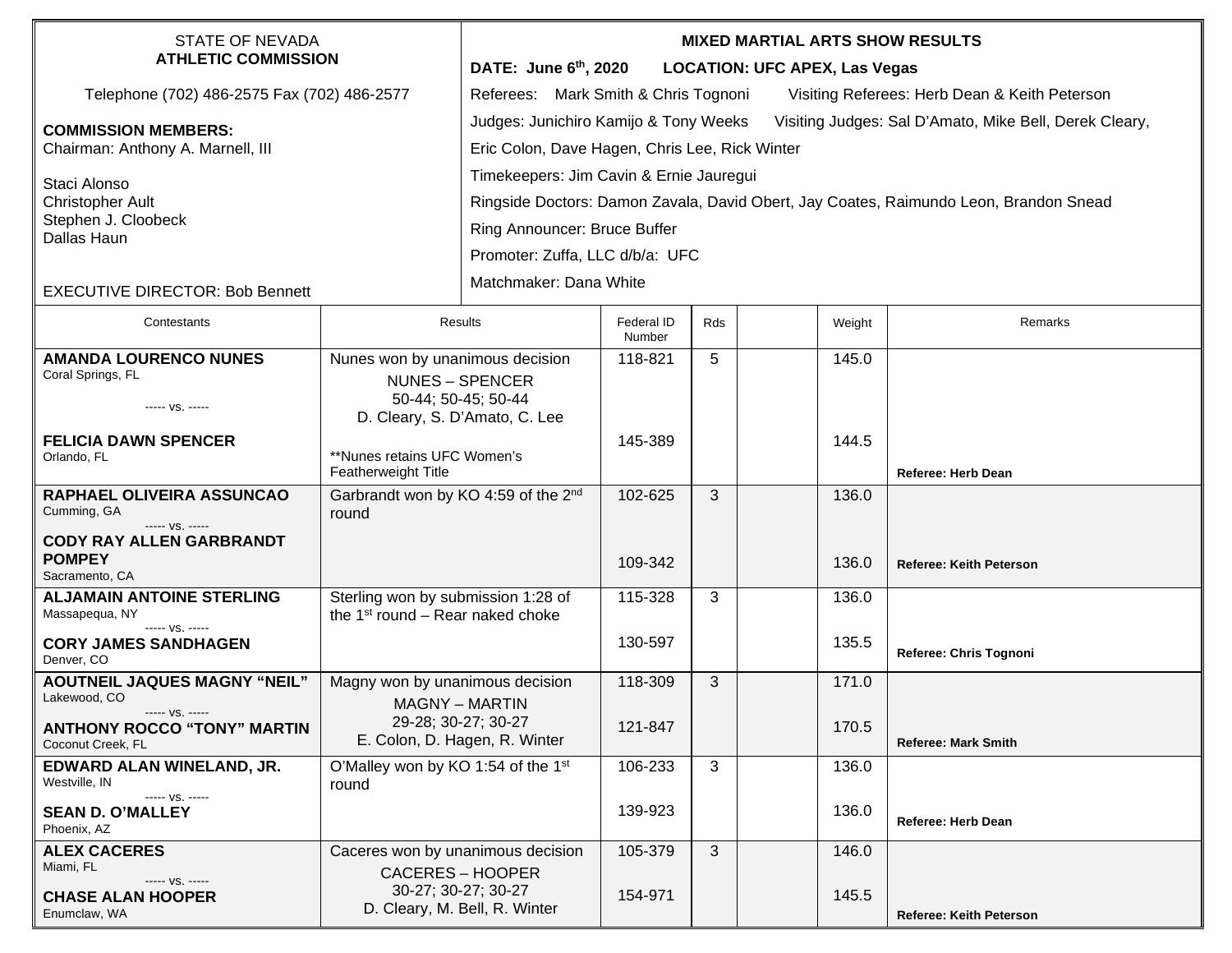STATE OF NEVADA
**ATHLETIC COMMISSION**

Telephone (702) 486-2575 Fax (702) 486-2577

**COMMISSION MEMBERS:**
Chairman: Anthony A. Marnell, III

Staci Alonso
Christopher Ault
Stephen J. Cloobeck
Dallas Haun

EXECUTIVE DIRECTOR: Bob Bennett

**MIXED MARTIAL ARTS SHOW RESULTS**

**DATE: June 6th, 2020 LOCATION: UFC APEX, Las Vegas**

Referees: Mark Smith & Chris Tognoni Visiting Referees: Herb Dean & Keith Peterson

Judges: Junichiro Kamijo & Tony Weeks Visiting Judges: Sal D'Amato, Mike Bell, Derek Cleary, Eric Colon, Dave Hagen, Chris Lee, Rick Winter

Timekeepers: Jim Cavin & Ernie Jauregui

Ringside Doctors: Damon Zavala, David Obert, Jay Coates, Raimundo Leon, Brandon Snead

Ring Announcer: Bruce Buffer

Promoter: Zuffa, LLC d/b/a: UFC

Matchmaker: Dana White

| Contestants | Results | Federal ID Number | Rds | | Weight | Remarks |
|---|---|---|---|---|---|---|
| **AMANDA LOURENCO NUNES** Coral Springs, FL ----- vs. ----- **FELICIA DAWN SPENCER** Orlando, FL | Nunes won by unanimous decision NUNES – SPENCER 50-44; 50-45; 50-44 D. Cleary, S. D'Amato, C. Lee **Nunes retains UFC Women's Featherweight Title | 118-821 / 145-389 | 5 | | 145.0 / 144.5 | **Referee: Herb Dean** |
| **RAPHAEL OLIVEIRA ASSUNCAO** Cumming, GA ----- vs. ----- **CODY RAY ALLEN GARBRANDT POMPEY** Sacramento, CA | Garbrandt won by KO 4:59 of the 2nd round | 102-625 / 109-342 | 3 | | 136.0 / 136.0 | **Referee: Keith Peterson** |
| **ALJAMAIN ANTOINE STERLING** Massapequa, NY ----- vs. ----- **CORY JAMES SANDHAGEN** Denver, CO | Sterling won by submission 1:28 of the 1st round – Rear naked choke | 115-328 / 130-597 | 3 | | 136.0 / 135.5 | **Referee: Chris Tognoni** |
| **AOUTNEIL JAQUES MAGNY "NEIL"** Lakewood, CO ----- vs. ----- **ANTHONY ROCCO "TONY" MARTIN** Coconut Creek, FL | Magny won by unanimous decision MAGNY – MARTIN 29-28; 30-27; 30-27 E. Colon, D. Hagen, R. Winter | 118-309 / 121-847 | 3 | | 171.0 / 170.5 | **Referee: Mark Smith** |
| **EDWARD ALAN WINELAND, JR.** Westville, IN ----- vs. ----- **SEAN D. O'MALLEY** Phoenix, AZ | O'Malley won by KO 1:54 of the 1st round | 106-233 / 139-923 | 3 | | 136.0 / 136.0 | **Referee: Herb Dean** |
| **ALEX CACERES** Miami, FL ----- vs. ----- **CHASE ALAN HOOPER** Enumclaw, WA | Caceres won by unanimous decision CACERES – HOOPER 30-27; 30-27; 30-27 D. Cleary, M. Bell, R. Winter | 105-379 / 154-971 | 3 | | 146.0 / 145.5 | **Referee: Keith Peterson** |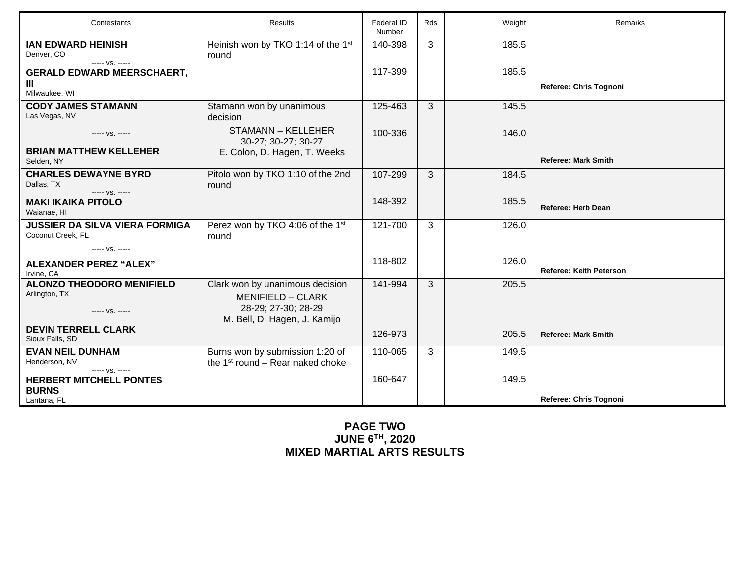| Contestants | Results | Federal ID Number | Rds | | Weight | Remarks |
|---|---|---|---|---|---|---|
| **IAN EDWARD HEINISH**<br>Denver, CO<br>----- vs. -----<br>**GERALD EDWARD MEERSCHAERT, III**<br>Milwaukee, WI | Heinish won by TKO 1:14 of the 1st round | 140-398<br><br>117-399 | 3 | | 185.5<br><br>185.5 | **Referee: Chris Tognoni** |
| **CODY JAMES STAMANN**<br>Las Vegas, NV<br>----- vs. -----<br>**BRIAN MATTHEW KELLEHER**<br>Selden, NY | Stamann won by unanimous decision<br>STAMANN – KELLEHER<br>30-27; 30-27; 30-27<br>E. Colon, D. Hagen, T. Weeks | 125-463<br><br>100-336 | 3 | | 145.5<br><br>146.0 | **Referee: Mark Smith** |
| **CHARLES DEWAYNE BYRD**<br>Dallas, TX<br>----- vs. -----<br>**MAKI IKAIKA PITOLO**<br>Waianae, HI | Pitolo won by TKO 1:10 of the 2nd round | 107-299<br><br>148-392 | 3 | | 184.5<br><br>185.5 | **Referee: Herb Dean** |
| **JUSSIER DA SILVA VIERA FORMIGA**<br>Coconut Creek, FL<br>----- vs. -----<br>**ALEXANDER PEREZ "ALEX"**<br>Irvine, CA | Perez won by TKO 4:06 of the 1st round | 121-700<br><br>118-802 | 3 | | 126.0<br><br>126.0 | **Referee: Keith Peterson** |
| **ALONZO THEODORO MENIFIELD**<br>Arlington, TX<br>----- vs. -----<br>**DEVIN TERRELL CLARK**<br>Sioux Falls, SD | Clark won by unanimous decision<br>MENIFIELD – CLARK<br>28-29; 27-30; 28-29<br>M. Bell, D. Hagen, J. Kamijo | 141-994<br><br>126-973 | 3 | | 205.5<br><br>205.5 | **Referee: Mark Smith** |
| **EVAN NEIL DUNHAM**<br>Henderson, NV<br>----- vs. -----<br>**HERBERT MITCHELL PONTES BURNS**<br>Lantana, FL | Burns won by submission 1:20 of the 1st round – Rear naked choke | 110-065<br><br>160-647 | 3 | | 149.5<br><br>149.5 | **Referee: Chris Tognoni** |

**PAGE TWO**
**JUNE 6TH, 2020**
**MIXED MARTIAL ARTS RESULTS**